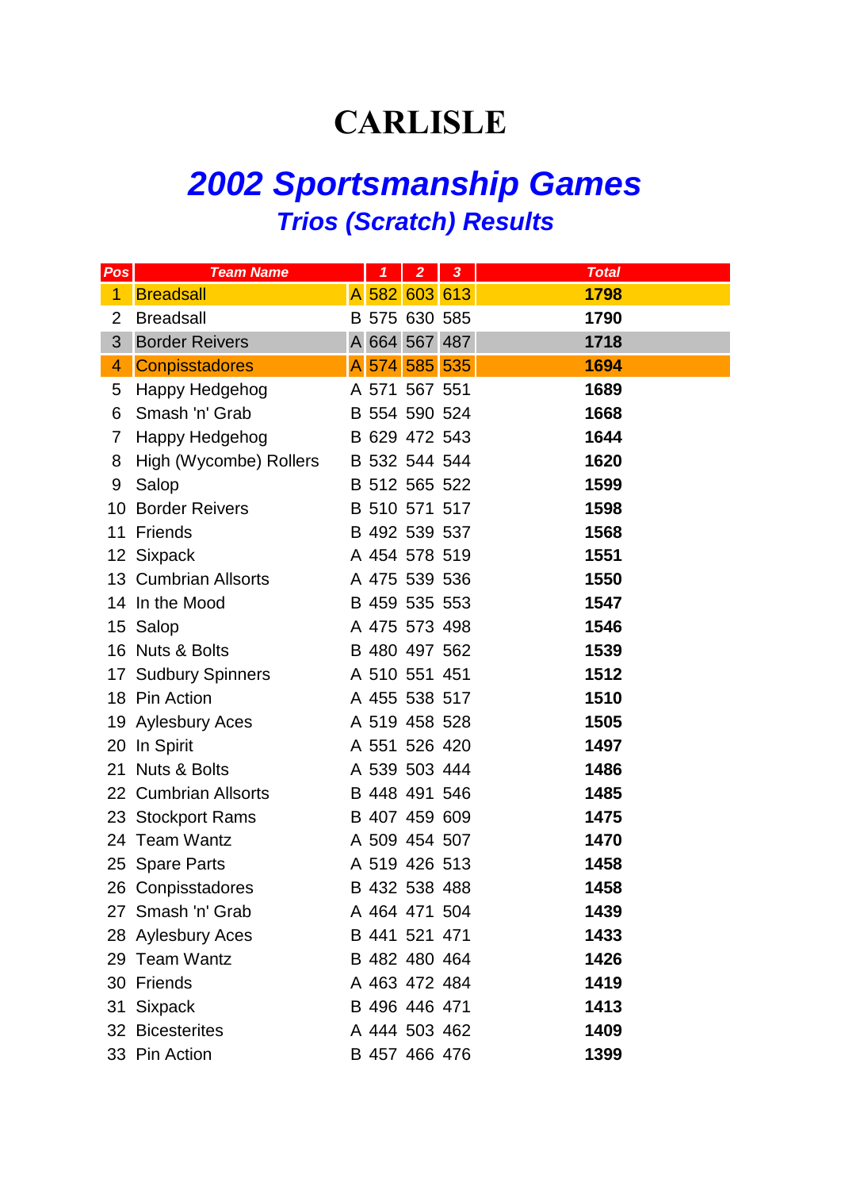# CARLISLE

## *2002 Sportsmanship Games*

### *Trios (Scratch) Results*

| Pos | Team Name | | 1 | 2 | 3 | Total |
|---|---|---|---|---|---|---|
| 1 | Breadsall | A | 582 | 603 | 613 | **1798** |
| 2 | Breadsall | B | 575 | 630 | 585 | **1790** |
| 3 | Border Reivers | A | 664 | 567 | 487 | **1718** |
| 4 | Conpisstadores | A | 574 | 585 | 535 | **1694** |
| 5 | Happy Hedgehog | A | 571 | 567 | 551 | **1689** |
| 6 | Smash 'n' Grab | B | 554 | 590 | 524 | **1668** |
| 7 | Happy Hedgehog | B | 629 | 472 | 543 | **1644** |
| 8 | High (Wycombe) Rollers | B | 532 | 544 | 544 | **1620** |
| 9 | Salop | B | 512 | 565 | 522 | **1599** |
| 10 | Border Reivers | B | 510 | 571 | 517 | **1598** |
| 11 | Friends | B | 492 | 539 | 537 | **1568** |
| 12 | Sixpack | A | 454 | 578 | 519 | **1551** |
| 13 | Cumbrian Allsorts | A | 475 | 539 | 536 | **1550** |
| 14 | In the Mood | B | 459 | 535 | 553 | **1547** |
| 15 | Salop | A | 475 | 573 | 498 | **1546** |
| 16 | Nuts & Bolts | B | 480 | 497 | 562 | **1539** |
| 17 | Sudbury Spinners | A | 510 | 551 | 451 | **1512** |
| 18 | Pin Action | A | 455 | 538 | 517 | **1510** |
| 19 | Aylesbury Aces | A | 519 | 458 | 528 | **1505** |
| 20 | In Spirit | A | 551 | 526 | 420 | **1497** |
| 21 | Nuts & Bolts | A | 539 | 503 | 444 | **1486** |
| 22 | Cumbrian Allsorts | B | 448 | 491 | 546 | **1485** |
| 23 | Stockport Rams | B | 407 | 459 | 609 | **1475** |
| 24 | Team Wantz | A | 509 | 454 | 507 | **1470** |
| 25 | Spare Parts | A | 519 | 426 | 513 | **1458** |
| 26 | Conpisstadores | B | 432 | 538 | 488 | **1458** |
| 27 | Smash 'n' Grab | A | 464 | 471 | 504 | **1439** |
| 28 | Aylesbury Aces | B | 441 | 521 | 471 | **1433** |
| 29 | Team Wantz | B | 482 | 480 | 464 | **1426** |
| 30 | Friends | A | 463 | 472 | 484 | **1419** |
| 31 | Sixpack | B | 496 | 446 | 471 | **1413** |
| 32 | Bicesterites | A | 444 | 503 | 462 | **1409** |
| 33 | Pin Action | B | 457 | 466 | 476 | **1399** |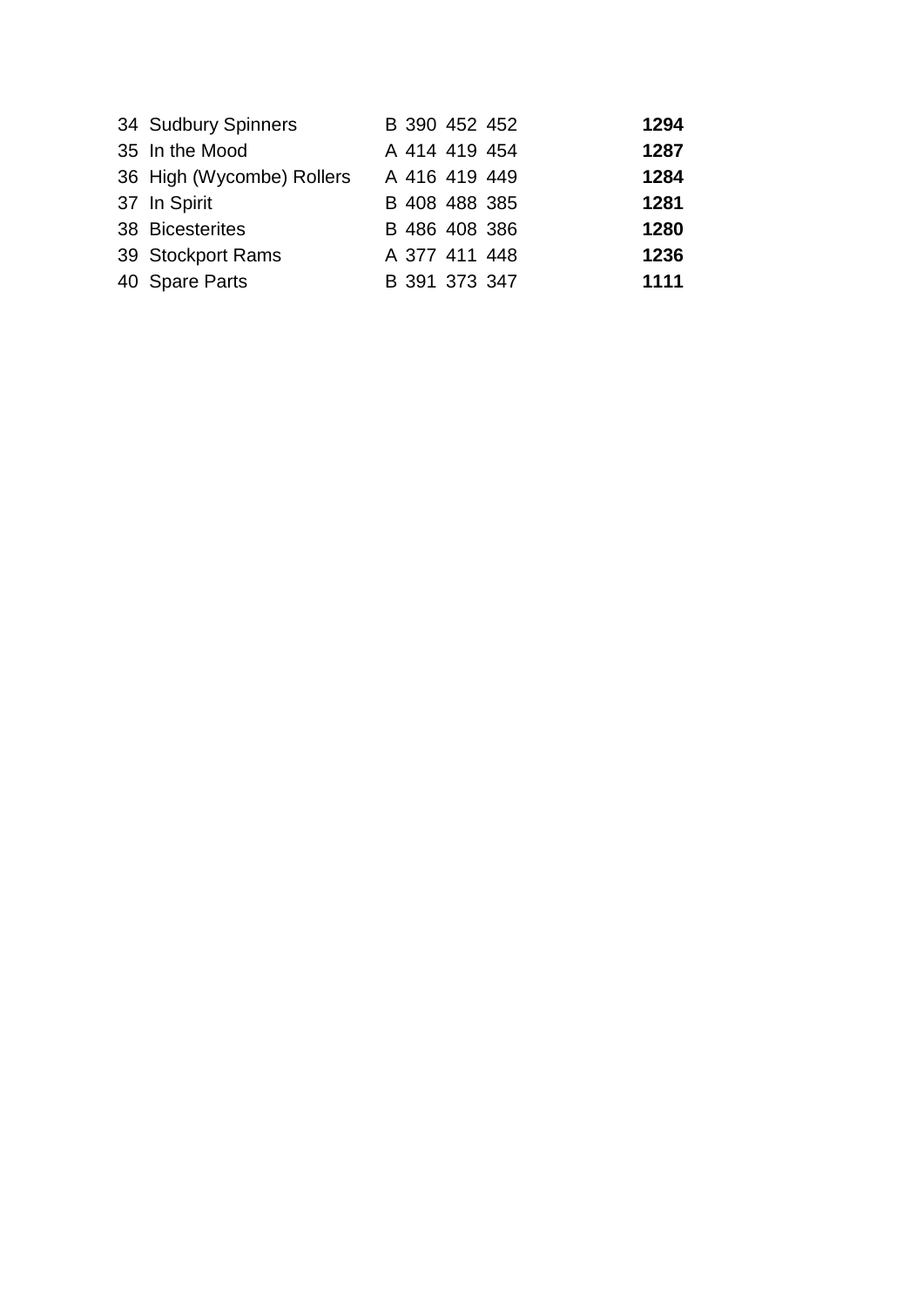| | | | | | | |
|---|---|---|---|---|---|---|
| 34 | Sudbury Spinners | B | 390 | 452 | 452 | **1294** |
| 35 | In the Mood | A | 414 | 419 | 454 | **1287** |
| 36 | High (Wycombe) Rollers | A | 416 | 419 | 449 | **1284** |
| 37 | In Spirit | B | 408 | 488 | 385 | **1281** |
| 38 | Bicesterites | B | 486 | 408 | 386 | **1280** |
| 39 | Stockport Rams | A | 377 | 411 | 448 | **1236** |
| 40 | Spare Parts | B | 391 | 373 | 347 | **1111** |